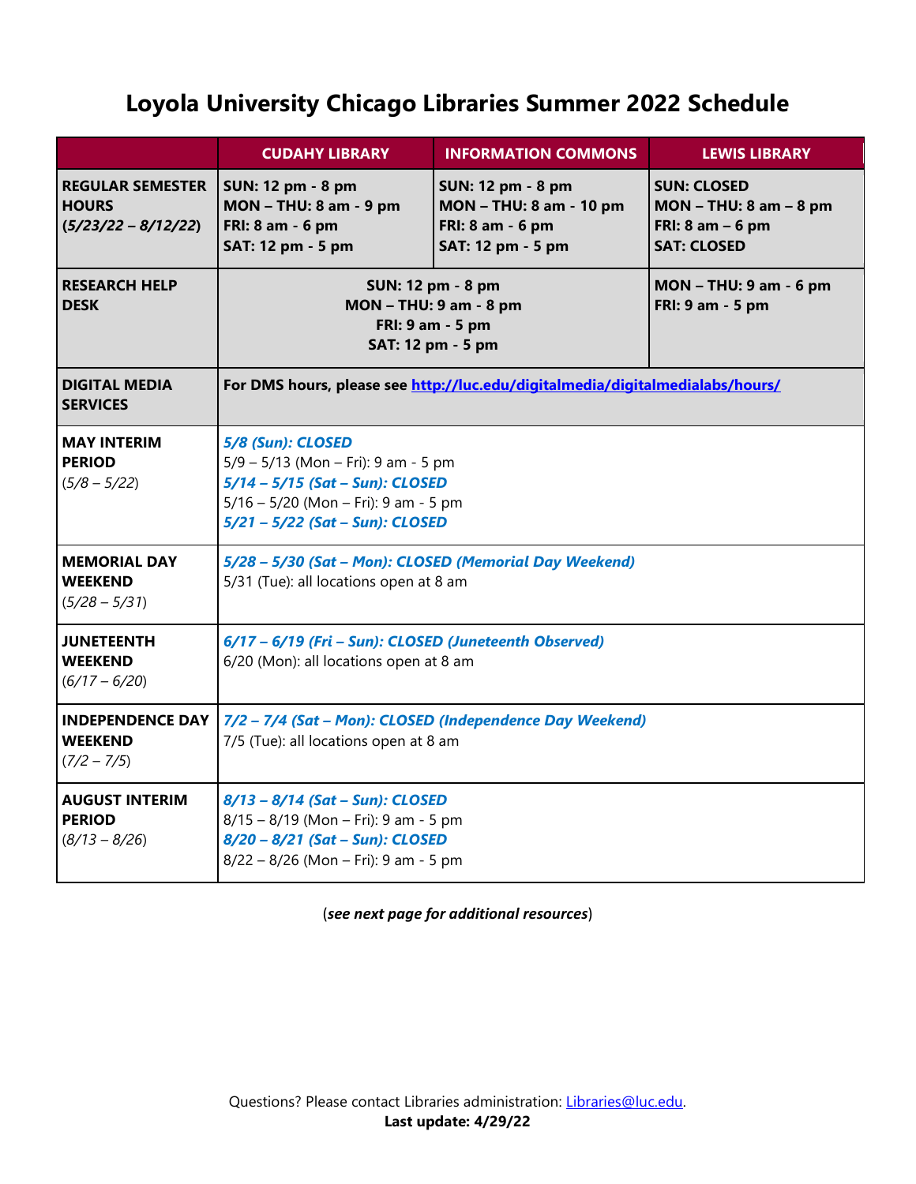# Loyola University Chicago Libraries Summer 2022 Schedule

| | CUDAHY LIBRARY | INFORMATION COMMONS | LEWIS LIBRARY |
|---|---|---|---|
| **REGULAR SEMESTER HOURS** (*5/23/22 – 8/12/22*) | **SUN: 12 pm - 8 pm**<br>**MON – THU: 8 am - 9 pm**<br>**FRI: 8 am - 6 pm**<br>**SAT: 12 pm - 5 pm** | **SUN: 12 pm - 8 pm**<br>**MON – THU: 8 am - 10 pm**<br>**FRI: 8 am - 6 pm**<br>**SAT: 12 pm - 5 pm** | **SUN: CLOSED**<br>**MON – THU: 8 am – 8 pm**<br>**FRI: 8 am – 6 pm**<br>**SAT: CLOSED** |
| **RESEARCH HELP DESK** | **SUN: 12 pm - 8 pm**<br>**MON – THU: 9 am - 8 pm**<br>**FRI: 9 am - 5 pm**<br>**SAT: 12 pm - 5 pm** | | **MON – THU: 9 am - 6 pm**<br>**FRI: 9 am - 5 pm** |
| **DIGITAL MEDIA SERVICES** | **For DMS hours, please see [http://luc.edu/digitalmedia/digitalmedialabs/hours/](http://luc.edu/digitalmedia/digitalmedialabs/hours/)** | | |
| **MAY INTERIM PERIOD** (*5/8 – 5/22*) | ***5/8 (Sun): CLOSED***<br>5/9 – 5/13 (Mon – Fri): 9 am - 5 pm<br>***5/14 – 5/15 (Sat – Sun): CLOSED***<br>5/16 – 5/20 (Mon – Fri): 9 am - 5 pm<br>***5/21 – 5/22 (Sat – Sun): CLOSED*** | | |
| **MEMORIAL DAY WEEKEND** (*5/28 – 5/31*) | ***5/28 – 5/30 (Sat – Mon): CLOSED (Memorial Day Weekend)***<br>5/31 (Tue): all locations open at 8 am | | |
| **JUNETEENTH WEEKEND** (*6/17 – 6/20*) | ***6/17 – 6/19 (Fri – Sun): CLOSED (Juneteenth Observed)***<br>6/20 (Mon): all locations open at 8 am | | |
| **INDEPENDENCE DAY WEEKEND** (*7/2 – 7/5*) | ***7/2 – 7/4 (Sat – Mon): CLOSED (Independence Day Weekend)***<br>7/5 (Tue): all locations open at 8 am | | |
| **AUGUST INTERIM PERIOD** (*8/13 – 8/26*) | ***8/13 – 8/14 (Sat – Sun): CLOSED***<br>8/15 – 8/19 (Mon – Fri): 9 am - 5 pm<br>***8/20 – 8/21 (Sat – Sun): CLOSED***<br>8/22 – 8/26 (Mon – Fri): 9 am - 5 pm | | |

(***see next page for additional resources***)

Questions? Please contact Libraries administration: [Libraries@luc.edu](mailto:Libraries@luc.edu).

**Last update: 4/29/22**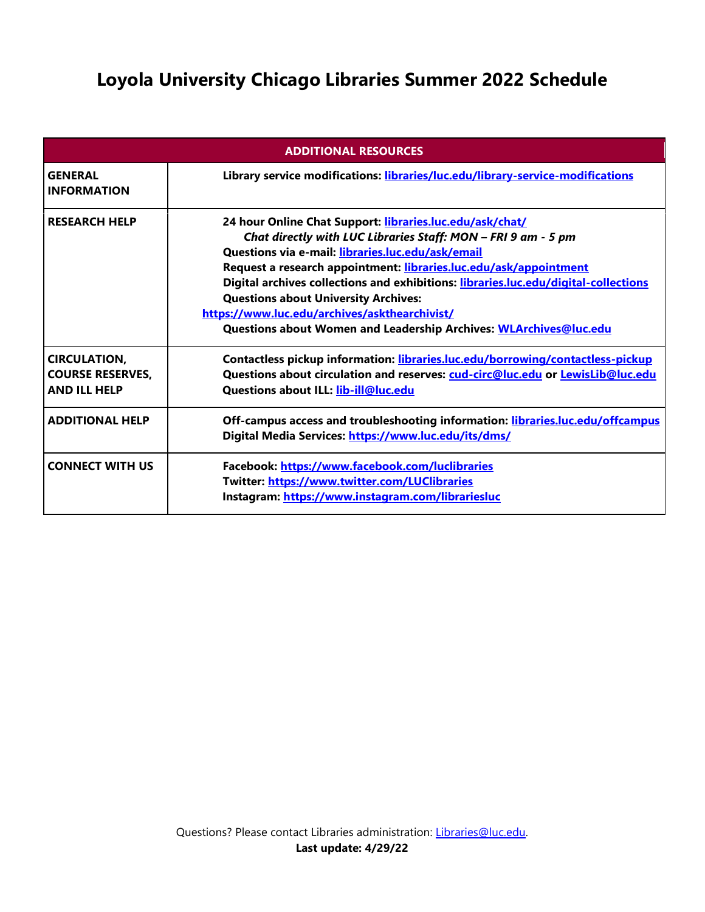# Loyola University Chicago Libraries Summer 2022 Schedule

| ADDITIONAL RESOURCES | |
|---|---|
| **GENERAL INFORMATION** | **Library service modifications: libraries/luc.edu/library-service-modifications** |
| **RESEARCH HELP** | **24 hour Online Chat Support: libraries.luc.edu/ask/chat/**<br>***Chat directly with LUC Libraries Staff: MON – FRI 9 am - 5 pm***<br>**Questions via e-mail: libraries.luc.edu/ask/email**<br>**Request a research appointment: libraries.luc.edu/ask/appointment**<br>**Digital archives collections and exhibitions: libraries.luc.edu/digital-collections**<br>**Questions about University Archives: https://www.luc.edu/archives/askthearchivist/**<br>**Questions about Women and Leadership Archives: WLArchives@luc.edu** |
| **CIRCULATION, COURSE RESERVES, AND ILL HELP** | **Contactless pickup information: libraries.luc.edu/borrowing/contactless-pickup**<br>**Questions about circulation and reserves: cud-circ@luc.edu or LewisLib@luc.edu**<br>**Questions about ILL: lib-ill@luc.edu** |
| **ADDITIONAL HELP** | **Off-campus access and troubleshooting information: libraries.luc.edu/offcampus**<br>**Digital Media Services: https://www.luc.edu/its/dms/** |
| **CONNECT WITH US** | **Facebook: https://www.facebook.com/luclibraries**<br>**Twitter: https://www.twitter.com/LUClibraries**<br>**Instagram: https://www.instagram.com/librariesluc** |

Questions? Please contact Libraries administration: Libraries@luc.edu.

**Last update: 4/29/22**